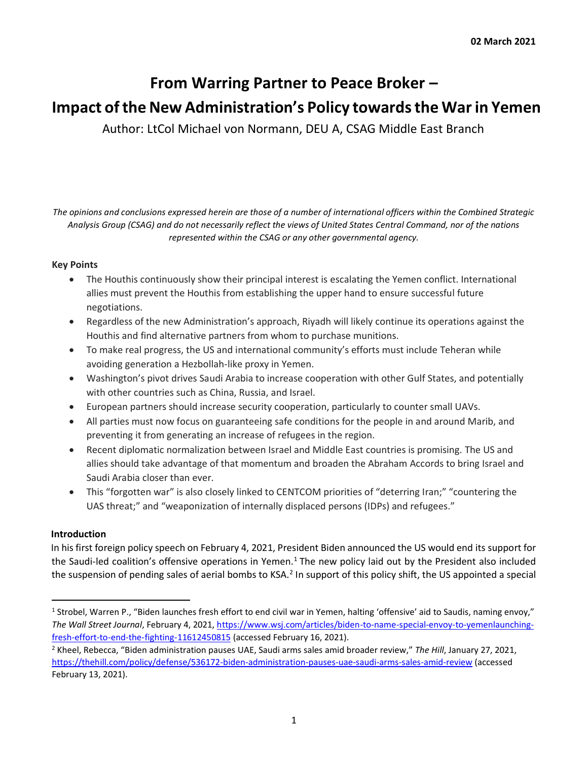**02 March 2021**

# From Warring Partner to Peace Broker – Impact of the New Administration's Policy towards the War in Yemen

Author: LtCol Michael von Normann, DEU A, CSAG Middle East Branch

*The opinions and conclusions expressed herein are those of a number of international officers within the Combined Strategic Analysis Group (CSAG) and do not necessarily reflect the views of United States Central Command, nor of the nations represented within the CSAG or any other governmental agency.*

**Key Points**

- The Houthis continuously show their principal interest is escalating the Yemen conflict. International allies must prevent the Houthis from establishing the upper hand to ensure successful future negotiations.
- Regardless of the new Administration's approach, Riyadh will likely continue its operations against the Houthis and find alternative partners from whom to purchase munitions.
- To make real progress, the US and international community's efforts must include Teheran while avoiding generation a Hezbollah-like proxy in Yemen.
- Washington's pivot drives Saudi Arabia to increase cooperation with other Gulf States, and potentially with other countries such as China, Russia, and Israel.
- European partners should increase security cooperation, particularly to counter small UAVs.
- All parties must now focus on guaranteeing safe conditions for the people in and around Marib, and preventing it from generating an increase of refugees in the region.
- Recent diplomatic normalization between Israel and Middle East countries is promising. The US and allies should take advantage of that momentum and broaden the Abraham Accords to bring Israel and Saudi Arabia closer than ever.
- This "forgotten war" is also closely linked to CENTCOM priorities of "deterring Iran;" "countering the UAS threat;" and "weaponization of internally displaced persons (IDPs) and refugees."

**Introduction**

In his first foreign policy speech on February 4, 2021, President Biden announced the US would end its support for the Saudi-led coalition's offensive operations in Yemen.[1] The new policy laid out by the President also included the suspension of pending sales of aerial bombs to KSA.[2] In support of this policy shift, the US appointed a special

---

[1] Strobel, Warren P., "Biden launches fresh effort to end civil war in Yemen, halting 'offensive' aid to Saudis, naming envoy," *The Wall Street Journal*, February 4, 2021, https://www.wsj.com/articles/biden-to-name-special-envoy-to-yemenlaunching-fresh-effort-to-end-the-fighting-11612450815 (accessed February 16, 2021).

[2] Kheel, Rebecca, "Biden administration pauses UAE, Saudi arms sales amid broader review," *The Hill*, January 27, 2021, https://thehill.com/policy/defense/536172-biden-administration-pauses-uae-saudi-arms-sales-amid-review (accessed February 13, 2021).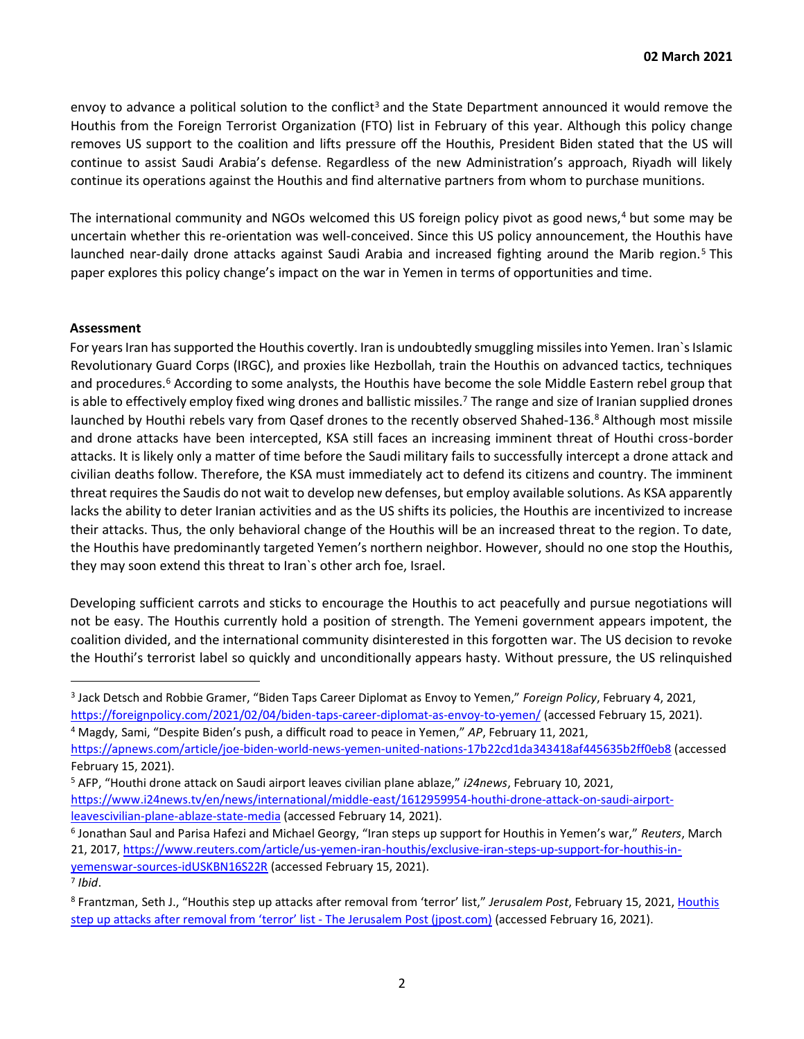envoy to advance a political solution to the conflict[3] and the State Department announced it would remove the Houthis from the Foreign Terrorist Organization (FTO) list in February of this year. Although this policy change removes US support to the coalition and lifts pressure off the Houthis, President Biden stated that the US will continue to assist Saudi Arabia's defense. Regardless of the new Administration's approach, Riyadh will likely continue its operations against the Houthis and find alternative partners from whom to purchase munitions.

The international community and NGOs welcomed this US foreign policy pivot as good news,[4] but some may be uncertain whether this re-orientation was well-conceived. Since this US policy announcement, the Houthis have launched near-daily drone attacks against Saudi Arabia and increased fighting around the Marib region.[5] This paper explores this policy change's impact on the war in Yemen in terms of opportunities and time.

**Assessment**

For years Iran has supported the Houthis covertly. Iran is undoubtedly smuggling missiles into Yemen. Iran`s Islamic Revolutionary Guard Corps (IRGC), and proxies like Hezbollah, train the Houthis on advanced tactics, techniques and procedures.[6] According to some analysts, the Houthis have become the sole Middle Eastern rebel group that is able to effectively employ fixed wing drones and ballistic missiles.[7] The range and size of Iranian supplied drones launched by Houthi rebels vary from Qasef drones to the recently observed Shahed-136.[8] Although most missile and drone attacks have been intercepted, KSA still faces an increasing imminent threat of Houthi cross-border attacks. It is likely only a matter of time before the Saudi military fails to successfully intercept a drone attack and civilian deaths follow. Therefore, the KSA must immediately act to defend its citizens and country. The imminent threat requires the Saudis do not wait to develop new defenses, but employ available solutions. As KSA apparently lacks the ability to deter Iranian activities and as the US shifts its policies, the Houthis are incentivized to increase their attacks. Thus, the only behavioral change of the Houthis will be an increased threat to the region. To date, the Houthis have predominantly targeted Yemen's northern neighbor. However, should no one stop the Houthis, they may soon extend this threat to Iran`s other arch foe, Israel.

Developing sufficient carrots and sticks to encourage the Houthis to act peacefully and pursue negotiations will not be easy. The Houthis currently hold a position of strength. The Yemeni government appears impotent, the coalition divided, and the international community disinterested in this forgotten war. The US decision to revoke the Houthi's terrorist label so quickly and unconditionally appears hasty. Without pressure, the US relinquished

---

[3] Jack Detsch and Robbie Gramer, "Biden Taps Career Diplomat as Envoy to Yemen," *Foreign Policy*, February 4, 2021, https://foreignpolicy.com/2021/02/04/biden-taps-career-diplomat-as-envoy-to-yemen/ (accessed February 15, 2021).

[4] Magdy, Sami, "Despite Biden's push, a difficult road to peace in Yemen," *AP*, February 11, 2021, https://apnews.com/article/joe-biden-world-news-yemen-united-nations-17b22cd1da343418af445635b2ff0eb8 (accessed February 15, 2021).

[5] AFP, "Houthi drone attack on Saudi airport leaves civilian plane ablaze," *i24news*, February 10, 2021, https://www.i24news.tv/en/news/international/middle-east/1612959954-houthi-drone-attack-on-saudi-airport-leavescivilian-plane-ablaze-state-media (accessed February 14, 2021).

[6] Jonathan Saul and Parisa Hafezi and Michael Georgy, "Iran steps up support for Houthis in Yemen's war," *Reuters*, March 21, 2017, https://www.reuters.com/article/us-yemen-iran-houthis/exclusive-iran-steps-up-support-for-houthis-in-yemenswar-sources-idUSKBN16S22R (accessed February 15, 2021).

[7] *Ibid*.

[8] Frantzman, Seth J., "Houthis step up attacks after removal from 'terror' list," *Jerusalem Post*, February 15, 2021, Houthis step up attacks after removal from 'terror' list - The Jerusalem Post (jpost.com) (accessed February 16, 2021).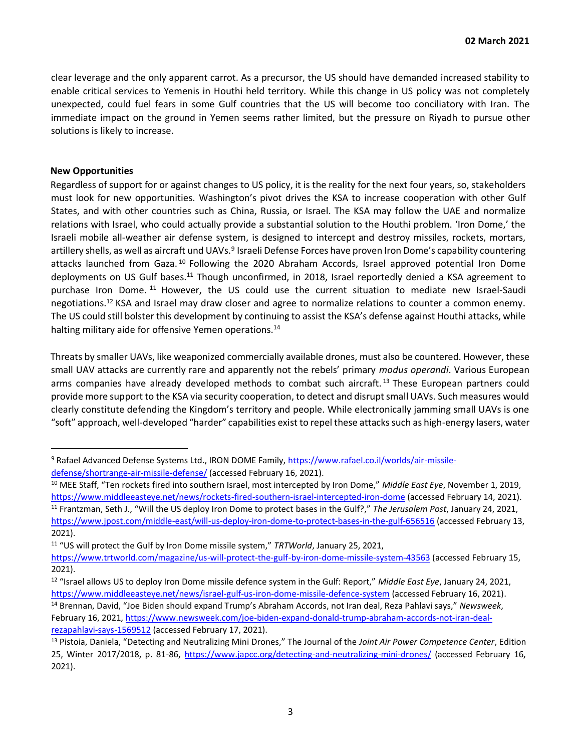clear leverage and the only apparent carrot. As a precursor, the US should have demanded increased stability to enable critical services to Yemenis in Houthi held territory. While this change in US policy was not completely unexpected, could fuel fears in some Gulf countries that the US will become too conciliatory with Iran. The immediate impact on the ground in Yemen seems rather limited, but the pressure on Riyadh to pursue other solutions is likely to increase.

**New Opportunities**

Regardless of support for or against changes to US policy, it is the reality for the next four years, so, stakeholders must look for new opportunities. Washington's pivot drives the KSA to increase cooperation with other Gulf States, and with other countries such as China, Russia, or Israel. The KSA may follow the UAE and normalize relations with Israel, who could actually provide a substantial solution to the Houthi problem. 'Iron Dome,' the Israeli mobile all-weather air defense system, is designed to intercept and destroy missiles, rockets, mortars, artillery shells, as well as aircraft und UAVs.[9] Israeli Defense Forces have proven Iron Dome's capability countering attacks launched from Gaza.[10] Following the 2020 Abraham Accords, Israel approved potential Iron Dome deployments on US Gulf bases.[11] Though unconfirmed, in 2018, Israel reportedly denied a KSA agreement to purchase Iron Dome.[11] However, the US could use the current situation to mediate new Israel-Saudi negotiations.[12] KSA and Israel may draw closer and agree to normalize relations to counter a common enemy. The US could still bolster this development by continuing to assist the KSA's defense against Houthi attacks, while halting military aide for offensive Yemen operations.[14]

Threats by smaller UAVs, like weaponized commercially available drones, must also be countered. However, these small UAV attacks are currently rare and apparently not the rebels' primary *modus operandi*. Various European arms companies have already developed methods to combat such aircraft.[13] These European partners could provide more support to the KSA via security cooperation, to detect and disrupt small UAVs. Such measures would clearly constitute defending the Kingdom's territory and people. While electronically jamming small UAVs is one "soft" approach, well-developed "harder" capabilities exist to repel these attacks such as high-energy lasers, water

---

[9] Rafael Advanced Defense Systems Ltd., IRON DOME Family, https://www.rafael.co.il/worlds/air-missile-defense/shortrange-air-missile-defense/ (accessed February 16, 2021).

[10] MEE Staff, "Ten rockets fired into southern Israel, most intercepted by Iron Dome," *Middle East Eye*, November 1, 2019, https://www.middleeasteye.net/news/rockets-fired-southern-israel-intercepted-iron-dome (accessed February 14, 2021).

[11] Frantzman, Seth J., "Will the US deploy Iron Dome to protect bases in the Gulf?," *The Jerusalem Post*, January 24, 2021, https://www.jpost.com/middle-east/will-us-deploy-iron-dome-to-protect-bases-in-the-gulf-656516 (accessed February 13, 2021).

[11] "US will protect the Gulf by Iron Dome missile system," *TRTWorld*, January 25, 2021, https://www.trtworld.com/magazine/us-will-protect-the-gulf-by-iron-dome-missile-system-43563 (accessed February 15, 2021).

[12] "Israel allows US to deploy Iron Dome missile defence system in the Gulf: Report," *Middle East Eye*, January 24, 2021, https://www.middleeasteye.net/news/israel-gulf-us-iron-dome-missile-defence-system (accessed February 16, 2021).

[14] Brennan, David, "Joe Biden should expand Trump's Abraham Accords, not Iran deal, Reza Pahlavi says," *Newsweek*, February 16, 2021, https://www.newsweek.com/joe-biden-expand-donald-trump-abraham-accords-not-iran-deal-rezapahlavi-says-1569512 (accessed February 17, 2021).

[13] Pistoia, Daniela, "Detecting and Neutralizing Mini Drones," The Journal of the *Joint Air Power Competence Center*, Edition 25, Winter 2017/2018, p. 81-86, https://www.japcc.org/detecting-and-neutralizing-mini-drones/ (accessed February 16, 2021).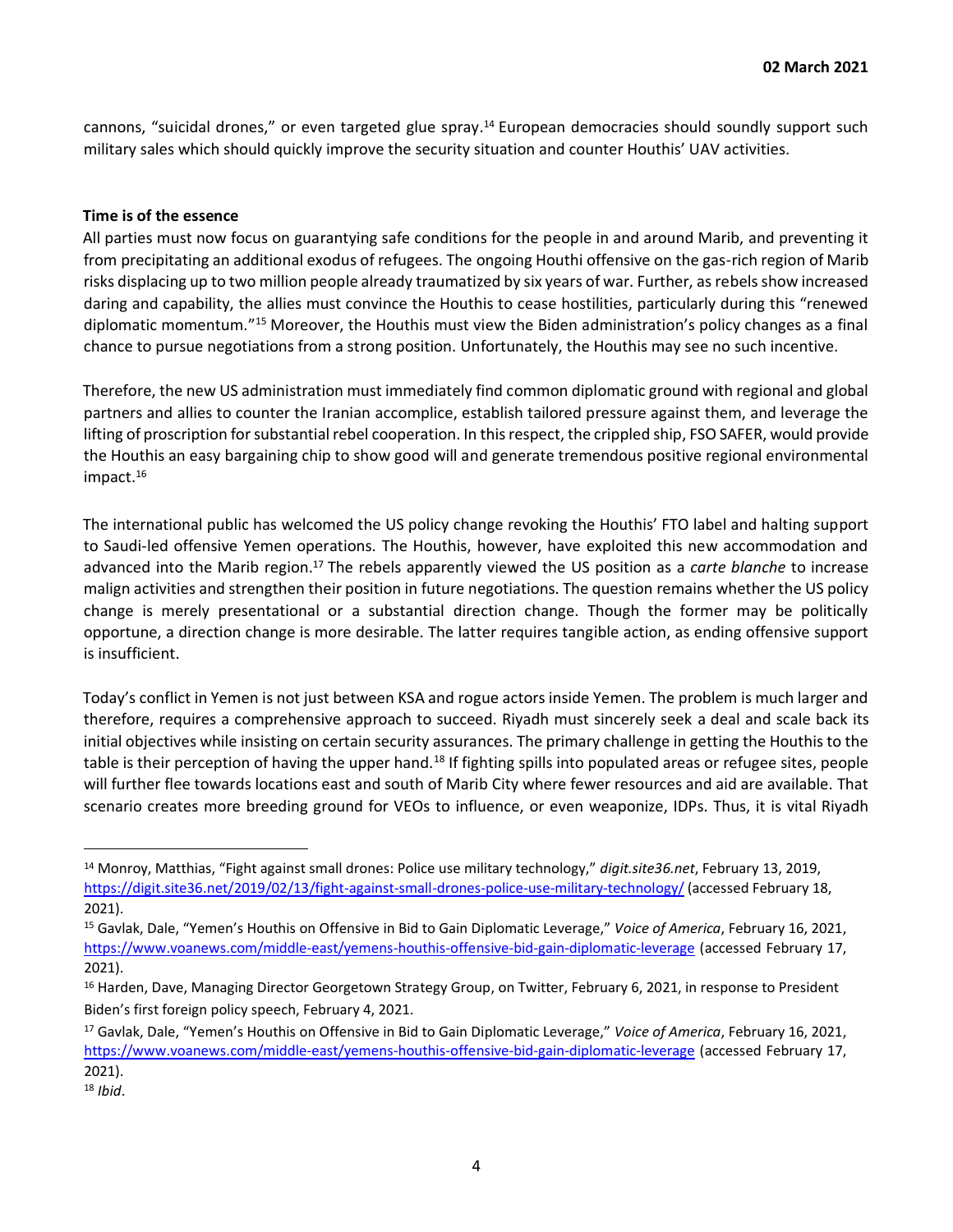cannons, "suicidal drones," or even targeted glue spray.[14] European democracies should soundly support such military sales which should quickly improve the security situation and counter Houthis' UAV activities.

**Time is of the essence**

All parties must now focus on guarantying safe conditions for the people in and around Marib, and preventing it from precipitating an additional exodus of refugees. The ongoing Houthi offensive on the gas-rich region of Marib risks displacing up to two million people already traumatized by six years of war. Further, as rebels show increased daring and capability, the allies must convince the Houthis to cease hostilities, particularly during this "renewed diplomatic momentum."[15] Moreover, the Houthis must view the Biden administration's policy changes as a final chance to pursue negotiations from a strong position. Unfortunately, the Houthis may see no such incentive.

Therefore, the new US administration must immediately find common diplomatic ground with regional and global partners and allies to counter the Iranian accomplice, establish tailored pressure against them, and leverage the lifting of proscription for substantial rebel cooperation. In this respect, the crippled ship, FSO SAFER, would provide the Houthis an easy bargaining chip to show good will and generate tremendous positive regional environmental impact.[16]

The international public has welcomed the US policy change revoking the Houthis' FTO label and halting support to Saudi-led offensive Yemen operations. The Houthis, however, have exploited this new accommodation and advanced into the Marib region.[17] The rebels apparently viewed the US position as a *carte blanche* to increase malign activities and strengthen their position in future negotiations. The question remains whether the US policy change is merely presentational or a substantial direction change. Though the former may be politically opportune, a direction change is more desirable. The latter requires tangible action, as ending offensive support is insufficient.

Today's conflict in Yemen is not just between KSA and rogue actors inside Yemen. The problem is much larger and therefore, requires a comprehensive approach to succeed. Riyadh must sincerely seek a deal and scale back its initial objectives while insisting on certain security assurances. The primary challenge in getting the Houthis to the table is their perception of having the upper hand.[18] If fighting spills into populated areas or refugee sites, people will further flee towards locations east and south of Marib City where fewer resources and aid are available. That scenario creates more breeding ground for VEOs to influence, or even weaponize, IDPs. Thus, it is vital Riyadh

---

[14] Monroy, Matthias, "Fight against small drones: Police use military technology," *digit.site36.net*, February 13, 2019, https://digit.site36.net/2019/02/13/fight-against-small-drones-police-use-military-technology/ (accessed February 18, 2021).

[15] Gavlak, Dale, "Yemen's Houthis on Offensive in Bid to Gain Diplomatic Leverage," *Voice of America*, February 16, 2021, https://www.voanews.com/middle-east/yemens-houthis-offensive-bid-gain-diplomatic-leverage (accessed February 17, 2021).

[16] Harden, Dave, Managing Director Georgetown Strategy Group, on Twitter, February 6, 2021, in response to President Biden's first foreign policy speech, February 4, 2021.

[17] Gavlak, Dale, "Yemen's Houthis on Offensive in Bid to Gain Diplomatic Leverage," *Voice of America*, February 16, 2021, https://www.voanews.com/middle-east/yemens-houthis-offensive-bid-gain-diplomatic-leverage (accessed February 17, 2021).

[18] *Ibid*.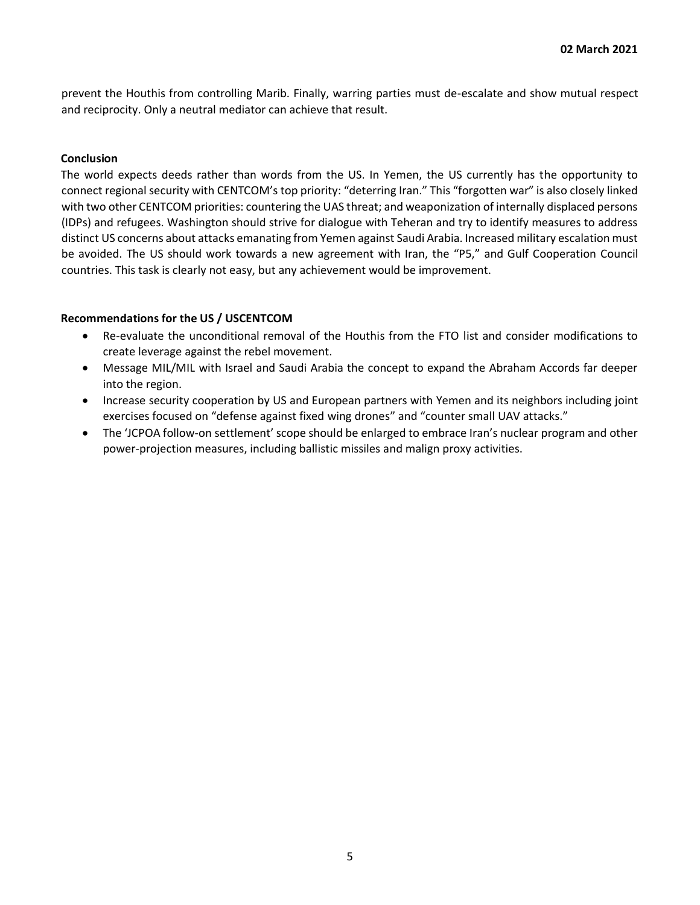prevent the Houthis from controlling Marib. Finally, warring parties must de-escalate and show mutual respect and reciprocity. Only a neutral mediator can achieve that result.

### Conclusion

The world expects deeds rather than words from the US. In Yemen, the US currently has the opportunity to connect regional security with CENTCOM's top priority: "deterring Iran." This "forgotten war" is also closely linked with two other CENTCOM priorities: countering the UAS threat; and weaponization of internally displaced persons (IDPs) and refugees. Washington should strive for dialogue with Teheran and try to identify measures to address distinct US concerns about attacks emanating from Yemen against Saudi Arabia. Increased military escalation must be avoided. The US should work towards a new agreement with Iran, the "P5," and Gulf Cooperation Council countries. This task is clearly not easy, but any achievement would be improvement.

### Recommendations for the US / USCENTCOM

- Re-evaluate the unconditional removal of the Houthis from the FTO list and consider modifications to create leverage against the rebel movement.
- Message MIL/MIL with Israel and Saudi Arabia the concept to expand the Abraham Accords far deeper into the region.
- Increase security cooperation by US and European partners with Yemen and its neighbors including joint exercises focused on "defense against fixed wing drones" and "counter small UAV attacks."
- The 'JCPOA follow-on settlement' scope should be enlarged to embrace Iran's nuclear program and other power-projection measures, including ballistic missiles and malign proxy activities.